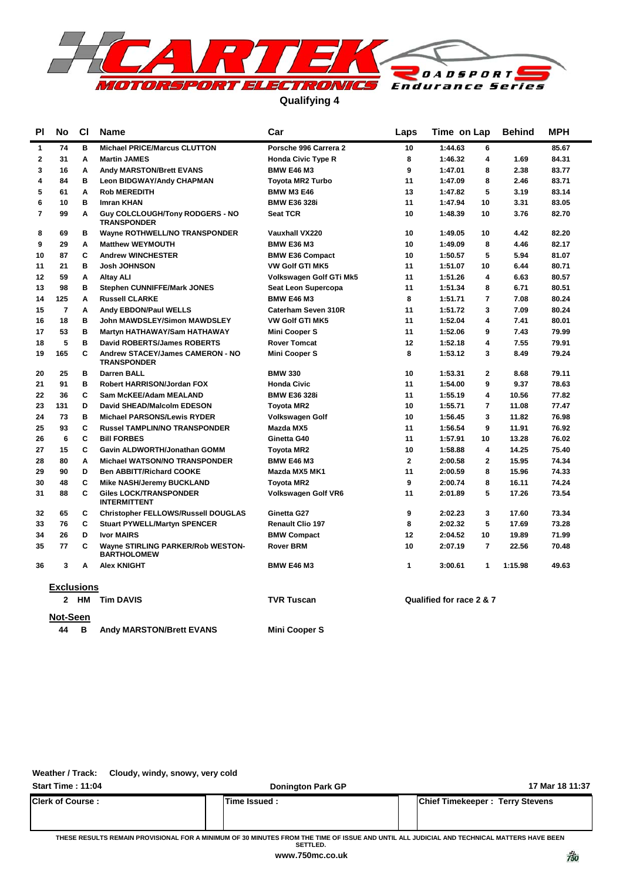# CARTEK MOTORSPORT ELECTRONICS ROADSPORTS Endurance Series

## Qualifying 4

| Pl | No | Cl | Name | Car | Laps | Time | on Lap | Behind | MPH |
|---|---|---|---|---|---|---|---|---|---|
| 1 | 74 | B | Michael PRICE/Marcus CLUTTON | Porsche 996 Carrera 2 | 10 | 1:44.63 | 6 | | 85.67 |
| 2 | 31 | A | Martin JAMES | Honda Civic Type R | 8 | 1:46.32 | 4 | 1.69 | 84.31 |
| 3 | 16 | A | Andy MARSTON/Brett EVANS | BMW E46 M3 | 9 | 1:47.01 | 8 | 2.38 | 83.77 |
| 4 | 84 | B | Leon BIDGWAY/Andy CHAPMAN | Toyota MR2 Turbo | 11 | 1:47.09 | 8 | 2.46 | 83.71 |
| 5 | 61 | A | Rob MEREDITH | BMW M3 E46 | 13 | 1:47.82 | 5 | 3.19 | 83.14 |
| 6 | 10 | B | Imran KHAN | BMW E36 328i | 11 | 1:47.94 | 10 | 3.31 | 83.05 |
| 7 | 99 | A | Guy COLCLOUGH/Tony RODGERS - NO TRANSPONDER | Seat TCR | 10 | 1:48.39 | 10 | 3.76 | 82.70 |
| 8 | 69 | B | Wayne ROTHWELL/NO TRANSPONDER | Vauxhall VX220 | 10 | 1:49.05 | 10 | 4.42 | 82.20 |
| 9 | 29 | A | Matthew WEYMOUTH | BMW E36 M3 | 10 | 1:49.09 | 8 | 4.46 | 82.17 |
| 10 | 87 | C | Andrew WINCHESTER | BMW E36 Compact | 10 | 1:50.57 | 5 | 5.94 | 81.07 |
| 11 | 21 | B | Josh JOHNSON | VW Golf GTI MK5 | 11 | 1:51.07 | 10 | 6.44 | 80.71 |
| 12 | 59 | A | Altay ALI | Volkswagen Golf GTi Mk5 | 11 | 1:51.26 | 4 | 6.63 | 80.57 |
| 13 | 98 | B | Stephen CUNNIFFE/Mark JONES | Seat Leon Supercopa | 11 | 1:51.34 | 8 | 6.71 | 80.51 |
| 14 | 125 | A | Russell CLARKE | BMW E46 M3 | 8 | 1:51.71 | 7 | 7.08 | 80.24 |
| 15 | 7 | A | Andy EBDON/Paul WELLS | Caterham Seven 310R | 11 | 1:51.72 | 3 | 7.09 | 80.24 |
| 16 | 18 | B | John MAWDSLEY/Simon MAWDSLEY | VW Golf GTI MK5 | 11 | 1:52.04 | 4 | 7.41 | 80.01 |
| 17 | 53 | B | Martyn HATHAWAY/Sam HATHAWAY | Mini Cooper S | 11 | 1:52.06 | 9 | 7.43 | 79.99 |
| 18 | 5 | B | David ROBERTS/James ROBERTS | Rover Tomcat | 12 | 1:52.18 | 4 | 7.55 | 79.91 |
| 19 | 165 | C | Andrew STACEY/James CAMERON - NO TRANSPONDER | Mini Cooper S | 8 | 1:53.12 | 3 | 8.49 | 79.24 |
| 20 | 25 | B | Darren BALL | BMW 330 | 10 | 1:53.31 | 2 | 8.68 | 79.11 |
| 21 | 91 | B | Robert HARRISON/Jordan FOX | Honda Civic | 11 | 1:54.00 | 9 | 9.37 | 78.63 |
| 22 | 36 | C | Sam McKEE/Adam MEALAND | BMW E36 328i | 11 | 1:55.19 | 4 | 10.56 | 77.82 |
| 23 | 131 | D | David SHEAD/Malcolm EDESON | Toyota MR2 | 10 | 1:55.71 | 7 | 11.08 | 77.47 |
| 24 | 73 | B | Michael PARSONS/Lewis RYDER | Volkswagen Golf | 10 | 1:56.45 | 3 | 11.82 | 76.98 |
| 25 | 93 | C | Russel TAMPLIN/NO TRANSPONDER | Mazda MX5 | 11 | 1:56.54 | 9 | 11.91 | 76.92 |
| 26 | 6 | C | Bill FORBES | Ginetta G40 | 11 | 1:57.91 | 10 | 13.28 | 76.02 |
| 27 | 15 | C | Gavin ALDWORTH/Jonathan GOMM | Toyota MR2 | 10 | 1:58.88 | 4 | 14.25 | 75.40 |
| 28 | 80 | A | Michael WATSON/NO TRANSPONDER | BMW E46 M3 | 2 | 2:00.58 | 2 | 15.95 | 74.34 |
| 29 | 90 | D | Ben ABBITT/Richard COOKE | Mazda MX5 MK1 | 11 | 2:00.59 | 8 | 15.96 | 74.33 |
| 30 | 48 | C | Mike NASH/Jeremy BUCKLAND | Toyota MR2 | 9 | 2:00.74 | 8 | 16.11 | 74.24 |
| 31 | 88 | C | Giles LOCK/TRANSPONDER INTERMITTENT | Volkswagen Golf VR6 | 11 | 2:01.89 | 5 | 17.26 | 73.54 |
| 32 | 65 | C | Christopher FELLOWS/Russell DOUGLAS | Ginetta G27 | 9 | 2:02.23 | 3 | 17.60 | 73.34 |
| 33 | 76 | C | Stuart PYWELL/Martyn SPENCER | Renault Clio 197 | 8 | 2:02.32 | 5 | 17.69 | 73.28 |
| 34 | 26 | D | Ivor MAIRS | BMW Compact | 12 | 2:04.52 | 10 | 19.89 | 71.99 |
| 35 | 77 | C | Wayne STIRLING PARKER/Rob WESTON-BARTHOLOMEW | Rover BRM | 10 | 2:07.19 | 7 | 22.56 | 70.48 |
| 36 | 3 | A | Alex KNIGHT | BMW E46 M3 | 1 | 3:00.61 | 1 | 1:15.98 | 49.63 |

**Exclusions**

| No | Cl | Name | Car | |
|---|---|---|---|---|
| 2 | HM | Tim DAVIS | TVR Tuscan | Qualified for race 2 & 7 |

**Not-Seen**

| No | Cl | Name | Car |
|---|---|---|---|
| 44 | B | Andy MARSTON/Brett EVANS | Mini Cooper S |

**Weather / Track:** Cloudy, windy, snowy, very cold

**Start Time : 11:04** — **Donington Park GP** — **17 Mar 18 11:37**

| Clerk of Course : | Time Issued : | Chief Timekeeper : Terry Stevens |
|---|---|---|
| | | |

THESE RESULTS REMAIN PROVISIONAL FOR A MINIMUM OF 30 MINUTES FROM THE TIME OF ISSUE AND UNTIL ALL JUDICIAL AND TECHNICAL MATTERS HAVE BEEN SETTLED.

www.750mc.co.uk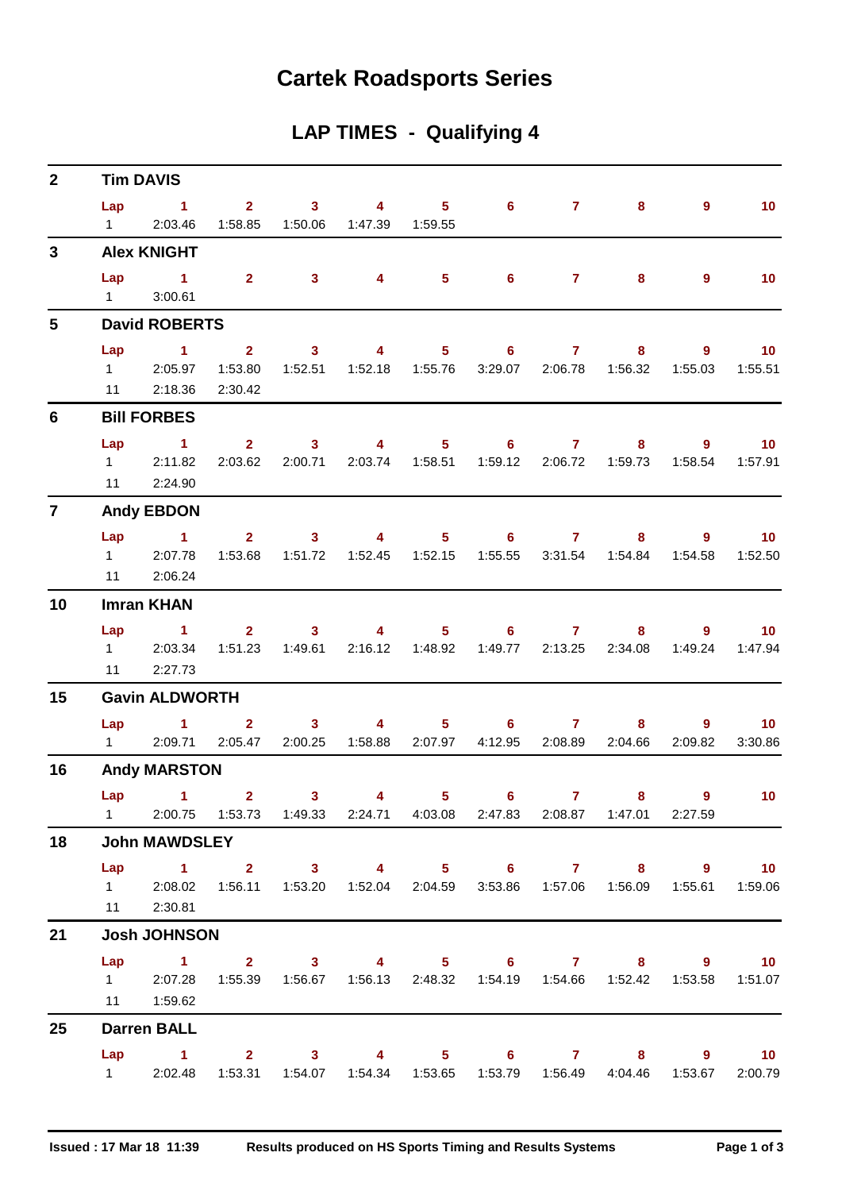# Cartek Roadsports Series

## LAP TIMES - Qualifying 4

**2 — Tim DAVIS**

| Lap | 1 | 2 | 3 | 4 | 5 | 6 | 7 | 8 | 9 | 10 |
|---|---|---|---|---|---|---|---|---|---|---|
| 1 | 2:03.46 | 1:58.85 | 1:50.06 | 1:47.39 | 1:59.55 | | | | | |

**3 — Alex KNIGHT**

| Lap | 1 | 2 | 3 | 4 | 5 | 6 | 7 | 8 | 9 | 10 |
|---|---|---|---|---|---|---|---|---|---|---|
| 1 | 3:00.61 | | | | | | | | | |

**5 — David ROBERTS**

| Lap | 1 | 2 | 3 | 4 | 5 | 6 | 7 | 8 | 9 | 10 |
|---|---|---|---|---|---|---|---|---|---|---|
| 1 | 2:05.97 | 1:53.80 | 1:52.51 | 1:52.18 | 1:55.76 | 3:29.07 | 2:06.78 | 1:56.32 | 1:55.03 | 1:55.51 |
| 11 | 2:18.36 | 2:30.42 | | | | | | | | |

**6 — Bill FORBES**

| Lap | 1 | 2 | 3 | 4 | 5 | 6 | 7 | 8 | 9 | 10 |
|---|---|---|---|---|---|---|---|---|---|---|
| 1 | 2:11.82 | 2:03.62 | 2:00.71 | 2:03.74 | 1:58.51 | 1:59.12 | 2:06.72 | 1:59.73 | 1:58.54 | 1:57.91 |
| 11 | 2:24.90 | | | | | | | | | |

**7 — Andy EBDON**

| Lap | 1 | 2 | 3 | 4 | 5 | 6 | 7 | 8 | 9 | 10 |
|---|---|---|---|---|---|---|---|---|---|---|
| 1 | 2:07.78 | 1:53.68 | 1:51.72 | 1:52.45 | 1:52.15 | 1:55.55 | 3:31.54 | 1:54.84 | 1:54.58 | 1:52.50 |
| 11 | 2:06.24 | | | | | | | | | |

**10 — Imran KHAN**

| Lap | 1 | 2 | 3 | 4 | 5 | 6 | 7 | 8 | 9 | 10 |
|---|---|---|---|---|---|---|---|---|---|---|
| 1 | 2:03.34 | 1:51.23 | 1:49.61 | 2:16.12 | 1:48.92 | 1:49.77 | 2:13.25 | 2:34.08 | 1:49.24 | 1:47.94 |
| 11 | 2:27.73 | | | | | | | | | |

**15 — Gavin ALDWORTH**

| Lap | 1 | 2 | 3 | 4 | 5 | 6 | 7 | 8 | 9 | 10 |
|---|---|---|---|---|---|---|---|---|---|---|
| 1 | 2:09.71 | 2:05.47 | 2:00.25 | 1:58.88 | 2:07.97 | 4:12.95 | 2:08.89 | 2:04.66 | 2:09.82 | 3:30.86 |

**16 — Andy MARSTON**

| Lap | 1 | 2 | 3 | 4 | 5 | 6 | 7 | 8 | 9 | 10 |
|---|---|---|---|---|---|---|---|---|---|---|
| 1 | 2:00.75 | 1:53.73 | 1:49.33 | 2:24.71 | 4:03.08 | 2:47.83 | 2:08.87 | 1:47.01 | 2:27.59 | |

**18 — John MAWDSLEY**

| Lap | 1 | 2 | 3 | 4 | 5 | 6 | 7 | 8 | 9 | 10 |
|---|---|---|---|---|---|---|---|---|---|---|
| 1 | 2:08.02 | 1:56.11 | 1:53.20 | 1:52.04 | 2:04.59 | 3:53.86 | 1:57.06 | 1:56.09 | 1:55.61 | 1:59.06 |
| 11 | 2:30.81 | | | | | | | | | |

**21 — Josh JOHNSON**

| Lap | 1 | 2 | 3 | 4 | 5 | 6 | 7 | 8 | 9 | 10 |
|---|---|---|---|---|---|---|---|---|---|---|
| 1 | 2:07.28 | 1:55.39 | 1:56.67 | 1:56.13 | 2:48.32 | 1:54.19 | 1:54.66 | 1:52.42 | 1:53.58 | 1:51.07 |
| 11 | 1:59.62 | | | | | | | | | |

**25 — Darren BALL**

| Lap | 1 | 2 | 3 | 4 | 5 | 6 | 7 | 8 | 9 | 10 |
|---|---|---|---|---|---|---|---|---|---|---|
| 1 | 2:02.48 | 1:53.31 | 1:54.07 | 1:54.34 | 1:53.65 | 1:53.79 | 1:56.49 | 4:04.46 | 1:53.67 | 2:00.79 |

Issued : 17 Mar 18 11:39 — Results produced on HS Sports Timing and Results Systems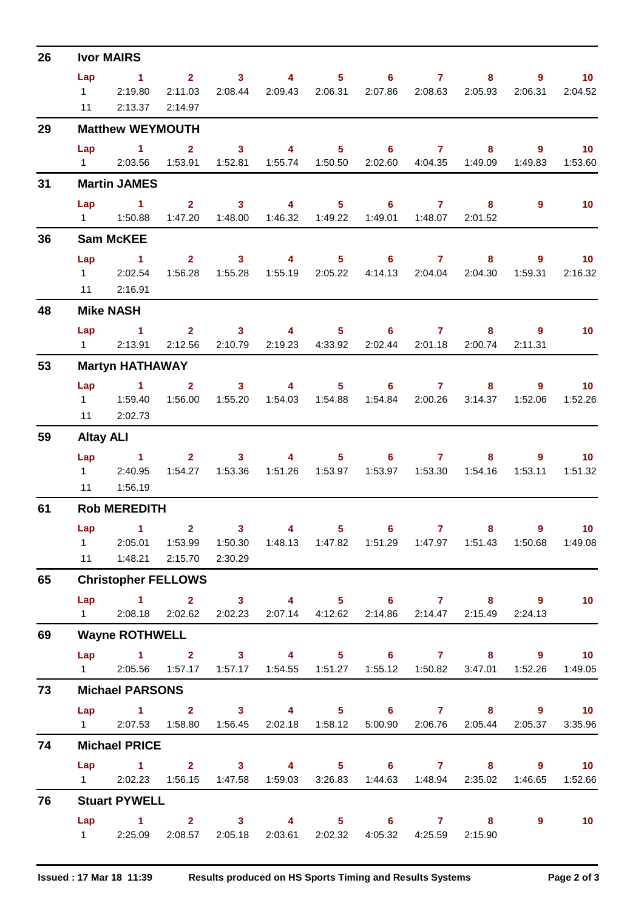## 26 Ivor MAIRS

| Lap | 1 | 2 | 3 | 4 | 5 | 6 | 7 | 8 | 9 | 10 |
|---|---|---|---|---|---|---|---|---|---|---|
| 1 | 2:19.80 | 2:11.03 | 2:08.44 | 2:09.43 | 2:06.31 | 2:07.86 | 2:08.63 | 2:05.93 | 2:06.31 | 2:04.52 |
| 11 | 2:13.37 | 2:14.97 | | | | | | | | |

## 29 Matthew WEYMOUTH

| Lap | 1 | 2 | 3 | 4 | 5 | 6 | 7 | 8 | 9 | 10 |
|---|---|---|---|---|---|---|---|---|---|---|
| 1 | 2:03.56 | 1:53.91 | 1:52.81 | 1:55.74 | 1:50.50 | 2:02.60 | 4:04.35 | 1:49.09 | 1:49.83 | 1:53.60 |

## 31 Martin JAMES

| Lap | 1 | 2 | 3 | 4 | 5 | 6 | 7 | 8 | 9 | 10 |
|---|---|---|---|---|---|---|---|---|---|---|
| 1 | 1:50.88 | 1:47.20 | 1:48.00 | 1:46.32 | 1:49.22 | 1:49.01 | 1:48.07 | 2:01.52 | | |

## 36 Sam McKEE

| Lap | 1 | 2 | 3 | 4 | 5 | 6 | 7 | 8 | 9 | 10 |
|---|---|---|---|---|---|---|---|---|---|---|
| 1 | 2:02.54 | 1:56.28 | 1:55.28 | 1:55.19 | 2:05.22 | 4:14.13 | 2:04.04 | 2:04.30 | 1:59.31 | 2:16.32 |
| 11 | 2:16.91 | | | | | | | | | |

## 48 Mike NASH

| Lap | 1 | 2 | 3 | 4 | 5 | 6 | 7 | 8 | 9 | 10 |
|---|---|---|---|---|---|---|---|---|---|---|
| 1 | 2:13.91 | 2:12.56 | 2:10.79 | 2:19.23 | 4:33.92 | 2:02.44 | 2:01.18 | 2:00.74 | 2:11.31 | |

## 53 Martyn HATHAWAY

| Lap | 1 | 2 | 3 | 4 | 5 | 6 | 7 | 8 | 9 | 10 |
|---|---|---|---|---|---|---|---|---|---|---|
| 1 | 1:59.40 | 1:56.00 | 1:55.20 | 1:54.03 | 1:54.88 | 1:54.84 | 2:00.26 | 3:14.37 | 1:52.06 | 1:52.26 |
| 11 | 2:02.73 | | | | | | | | | |

## 59 Altay ALI

| Lap | 1 | 2 | 3 | 4 | 5 | 6 | 7 | 8 | 9 | 10 |
|---|---|---|---|---|---|---|---|---|---|---|
| 1 | 2:40.95 | 1:54.27 | 1:53.36 | 1:51.26 | 1:53.97 | 1:53.97 | 1:53.30 | 1:54.16 | 1:53.11 | 1:51.32 |
| 11 | 1:56.19 | | | | | | | | | |

## 61 Rob MEREDITH

| Lap | 1 | 2 | 3 | 4 | 5 | 6 | 7 | 8 | 9 | 10 |
|---|---|---|---|---|---|---|---|---|---|---|
| 1 | 2:05.01 | 1:53.99 | 1:50.30 | 1:48.13 | 1:47.82 | 1:51.29 | 1:47.97 | 1:51.43 | 1:50.68 | 1:49.08 |
| 11 | 1:48.21 | 2:15.70 | 2:30.29 | | | | | | | |

## 65 Christopher FELLOWS

| Lap | 1 | 2 | 3 | 4 | 5 | 6 | 7 | 8 | 9 | 10 |
|---|---|---|---|---|---|---|---|---|---|---|
| 1 | 2:08.18 | 2:02.62 | 2:02.23 | 2:07.14 | 4:12.62 | 2:14.86 | 2:14.47 | 2:15.49 | 2:24.13 | |

## 69 Wayne ROTHWELL

| Lap | 1 | 2 | 3 | 4 | 5 | 6 | 7 | 8 | 9 | 10 |
|---|---|---|---|---|---|---|---|---|---|---|
| 1 | 2:05.56 | 1:57.17 | 1:57.17 | 1:54.55 | 1:51.27 | 1:55.12 | 1:50.82 | 3:47.01 | 1:52.26 | 1:49.05 |

## 73 Michael PARSONS

| Lap | 1 | 2 | 3 | 4 | 5 | 6 | 7 | 8 | 9 | 10 |
|---|---|---|---|---|---|---|---|---|---|---|
| 1 | 2:07.53 | 1:58.80 | 1:56.45 | 2:02.18 | 1:58.12 | 5:00.90 | 2:06.76 | 2:05.44 | 2:05.37 | 3:35.96 |

## 74 Michael PRICE

| Lap | 1 | 2 | 3 | 4 | 5 | 6 | 7 | 8 | 9 | 10 |
|---|---|---|---|---|---|---|---|---|---|---|
| 1 | 2:02.23 | 1:56.15 | 1:47.58 | 1:59.03 | 3:26.83 | 1:44.63 | 1:48.94 | 2:35.02 | 1:46.65 | 1:52.66 |

## 76 Stuart PYWELL

| Lap | 1 | 2 | 3 | 4 | 5 | 6 | 7 | 8 | 9 | 10 |
|---|---|---|---|---|---|---|---|---|---|---|
| 1 | 2:25.09 | 2:08.57 | 2:05.18 | 2:03.61 | 2:02.32 | 4:05.32 | 4:25.59 | 2:15.90 | | |

Issued : 17 Mar 18 11:39 Results produced on HS Sports Timing and Results Systems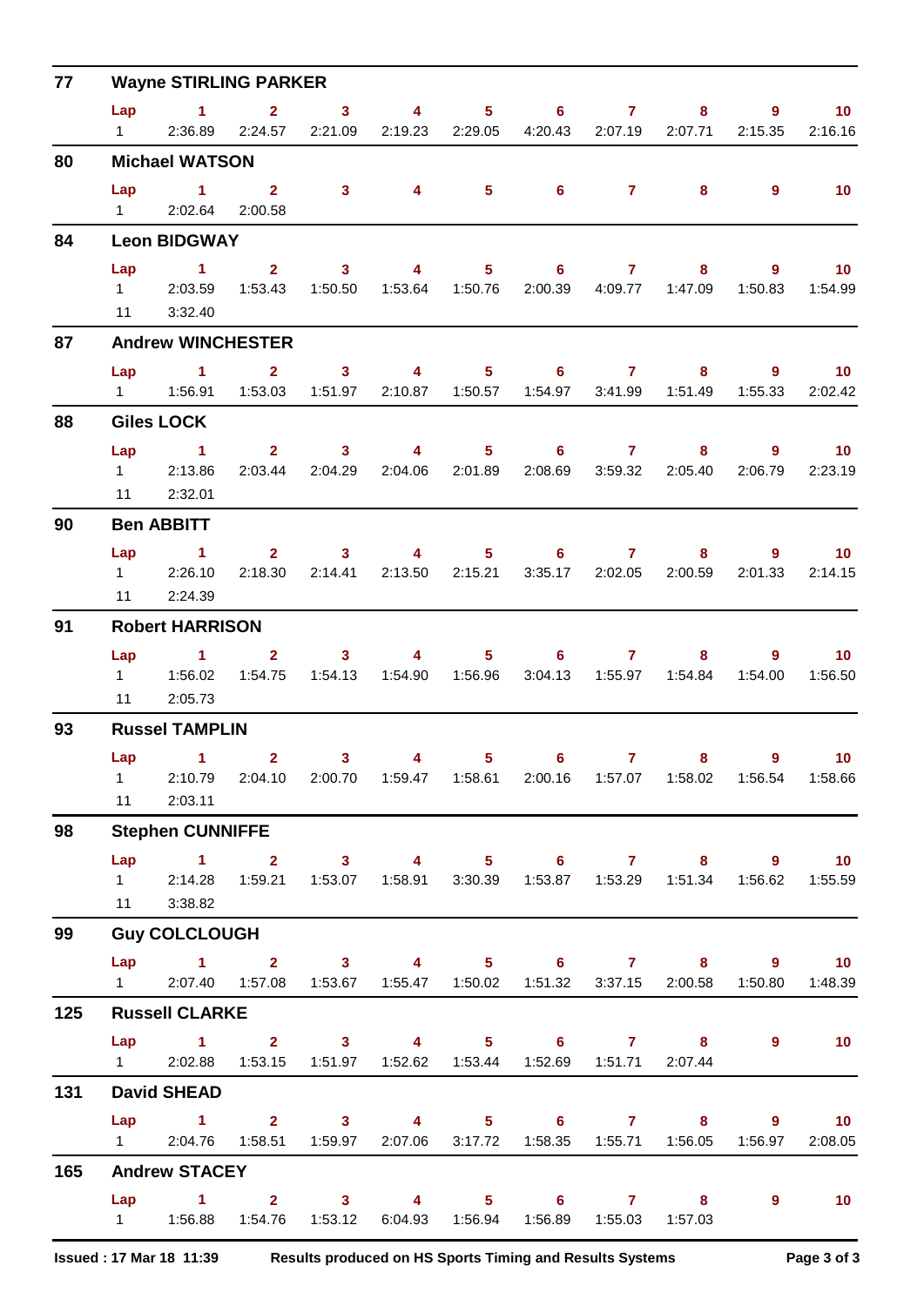## 77 Wayne STIRLING PARKER

| Lap | 1 | 2 | 3 | 4 | 5 | 6 | 7 | 8 | 9 | 10 |
|---|---|---|---|---|---|---|---|---|---|---|
| 1 | 2:36.89 | 2:24.57 | 2:21.09 | 2:19.23 | 2:29.05 | 4:20.43 | 2:07.19 | 2:07.71 | 2:15.35 | 2:16.16 |

## 80 Michael WATSON

| Lap | 1 | 2 | 3 | 4 | 5 | 6 | 7 | 8 | 9 | 10 |
|---|---|---|---|---|---|---|---|---|---|---|
| 1 | 2:02.64 | 2:00.58 | | | | | | | | |

## 84 Leon BIDGWAY

| Lap | 1 | 2 | 3 | 4 | 5 | 6 | 7 | 8 | 9 | 10 |
|---|---|---|---|---|---|---|---|---|---|---|
| 1 | 2:03.59 | 1:53.43 | 1:50.50 | 1:53.64 | 1:50.76 | 2:00.39 | 4:09.77 | 1:47.09 | 1:50.83 | 1:54.99 |
| 11 | 3:32.40 | | | | | | | | | |

## 87 Andrew WINCHESTER

| Lap | 1 | 2 | 3 | 4 | 5 | 6 | 7 | 8 | 9 | 10 |
|---|---|---|---|---|---|---|---|---|---|---|
| 1 | 1:56.91 | 1:53.03 | 1:51.97 | 2:10.87 | 1:50.57 | 1:54.97 | 3:41.99 | 1:51.49 | 1:55.33 | 2:02.42 |

## 88 Giles LOCK

| Lap | 1 | 2 | 3 | 4 | 5 | 6 | 7 | 8 | 9 | 10 |
|---|---|---|---|---|---|---|---|---|---|---|
| 1 | 2:13.86 | 2:03.44 | 2:04.29 | 2:04.06 | 2:01.89 | 2:08.69 | 3:59.32 | 2:05.40 | 2:06.79 | 2:23.19 |
| 11 | 2:32.01 | | | | | | | | | |

## 90 Ben ABBITT

| Lap | 1 | 2 | 3 | 4 | 5 | 6 | 7 | 8 | 9 | 10 |
|---|---|---|---|---|---|---|---|---|---|---|
| 1 | 2:26.10 | 2:18.30 | 2:14.41 | 2:13.50 | 2:15.21 | 3:35.17 | 2:02.05 | 2:00.59 | 2:01.33 | 2:14.15 |
| 11 | 2:24.39 | | | | | | | | | |

## 91 Robert HARRISON

| Lap | 1 | 2 | 3 | 4 | 5 | 6 | 7 | 8 | 9 | 10 |
|---|---|---|---|---|---|---|---|---|---|---|
| 1 | 1:56.02 | 1:54.75 | 1:54.13 | 1:54.90 | 1:56.96 | 3:04.13 | 1:55.97 | 1:54.84 | 1:54.00 | 1:56.50 |
| 11 | 2:05.73 | | | | | | | | | |

## 93 Russel TAMPLIN

| Lap | 1 | 2 | 3 | 4 | 5 | 6 | 7 | 8 | 9 | 10 |
|---|---|---|---|---|---|---|---|---|---|---|
| 1 | 2:10.79 | 2:04.10 | 2:00.70 | 1:59.47 | 1:58.61 | 2:00.16 | 1:57.07 | 1:58.02 | 1:56.54 | 1:58.66 |
| 11 | 2:03.11 | | | | | | | | | |

## 98 Stephen CUNNIFFE

| Lap | 1 | 2 | 3 | 4 | 5 | 6 | 7 | 8 | 9 | 10 |
|---|---|---|---|---|---|---|---|---|---|---|
| 1 | 2:14.28 | 1:59.21 | 1:53.07 | 1:58.91 | 3:30.39 | 1:53.87 | 1:53.29 | 1:51.34 | 1:56.62 | 1:55.59 |
| 11 | 3:38.82 | | | | | | | | | |

## 99 Guy COLCLOUGH

| Lap | 1 | 2 | 3 | 4 | 5 | 6 | 7 | 8 | 9 | 10 |
|---|---|---|---|---|---|---|---|---|---|---|
| 1 | 2:07.40 | 1:57.08 | 1:53.67 | 1:55.47 | 1:50.02 | 1:51.32 | 3:37.15 | 2:00.58 | 1:50.80 | 1:48.39 |

## 125 Russell CLARKE

| Lap | 1 | 2 | 3 | 4 | 5 | 6 | 7 | 8 | 9 | 10 |
|---|---|---|---|---|---|---|---|---|---|---|
| 1 | 2:02.88 | 1:53.15 | 1:51.97 | 1:52.62 | 1:53.44 | 1:52.69 | 1:51.71 | 2:07.44 | | |

## 131 David SHEAD

| Lap | 1 | 2 | 3 | 4 | 5 | 6 | 7 | 8 | 9 | 10 |
|---|---|---|---|---|---|---|---|---|---|---|
| 1 | 2:04.76 | 1:58.51 | 1:59.97 | 2:07.06 | 3:17.72 | 1:58.35 | 1:55.71 | 1:56.05 | 1:56.97 | 2:08.05 |

## 165 Andrew STACEY

| Lap | 1 | 2 | 3 | 4 | 5 | 6 | 7 | 8 | 9 | 10 |
|---|---|---|---|---|---|---|---|---|---|---|
| 1 | 1:56.88 | 1:54.76 | 1:53.12 | 6:04.93 | 1:56.94 | 1:56.89 | 1:55.03 | 1:57.03 | | |

Issued : 17 Mar 18 11:39 Results produced on HS Sports Timing and Results Systems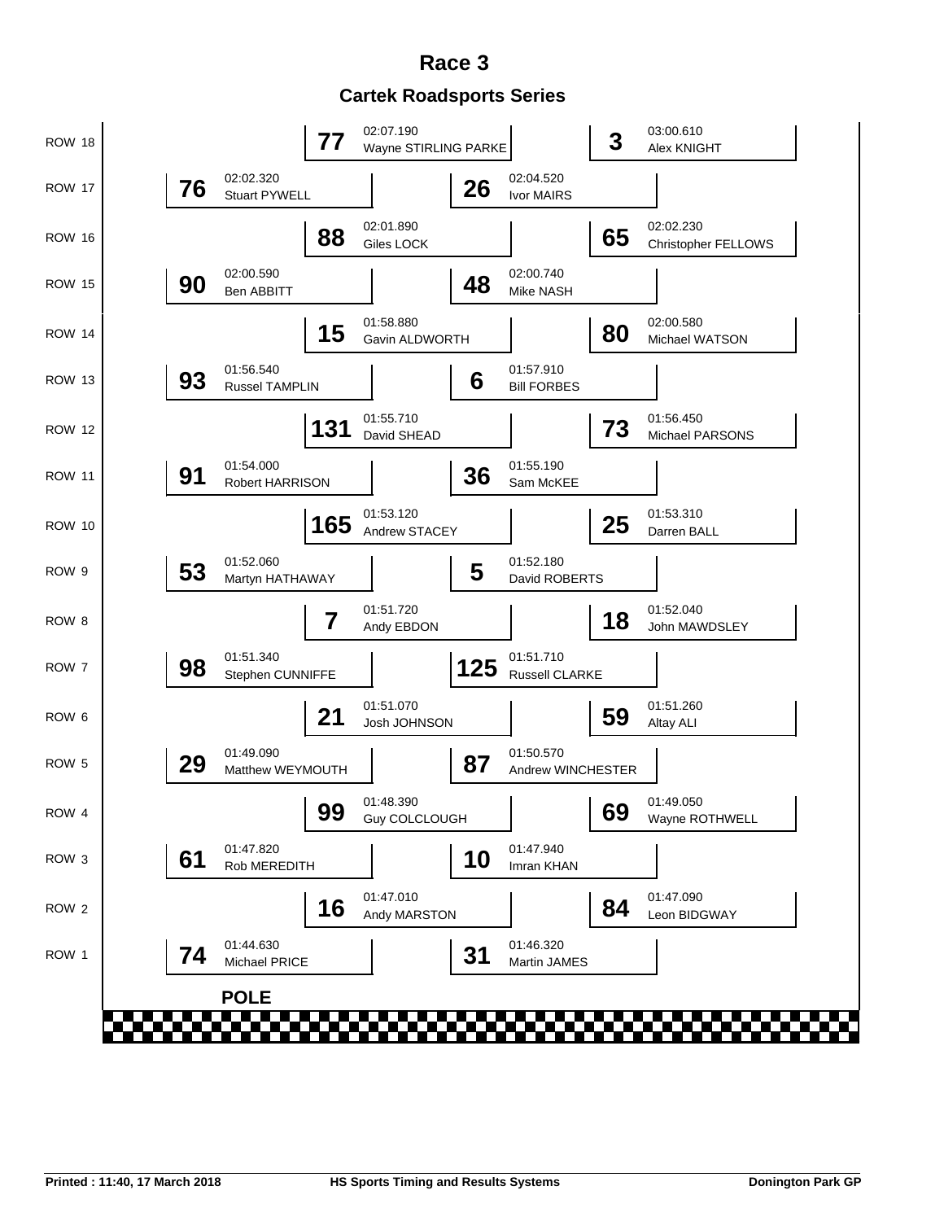# Race 3

## Cartek Roadsports Series

| Row | No. | Time | Driver | No. | Time | Driver |
|---|---|---|---|---|---|---|
| ROW 18 | 77 | 02:07.190 | Wayne STIRLING PARKE | 3 | 03:00.610 | Alex KNIGHT |
| ROW 17 | 76 | 02:02.320 | Stuart PYWELL | 26 | 02:04.520 | Ivor MAIRS |
| ROW 16 | 88 | 02:01.890 | Giles LOCK | 65 | 02:02.230 | Christopher FELLOWS |
| ROW 15 | 90 | 02:00.590 | Ben ABBITT | 48 | 02:00.740 | Mike NASH |
| ROW 14 | 15 | 01:58.880 | Gavin ALDWORTH | 80 | 02:00.580 | Michael WATSON |
| ROW 13 | 93 | 01:56.540 | Russel TAMPLIN | 6 | 01:57.910 | Bill FORBES |
| ROW 12 | 131 | 01:55.710 | David SHEAD | 73 | 01:56.450 | Michael PARSONS |
| ROW 11 | 91 | 01:54.000 | Robert HARRISON | 36 | 01:55.190 | Sam McKEE |
| ROW 10 | 165 | 01:53.120 | Andrew STACEY | 25 | 01:53.310 | Darren BALL |
| ROW 9 | 53 | 01:52.060 | Martyn HATHAWAY | 5 | 01:52.180 | David ROBERTS |
| ROW 8 | 7 | 01:51.720 | Andy EBDON | 18 | 01:52.040 | John MAWDSLEY |
| ROW 7 | 98 | 01:51.340 | Stephen CUNNIFFE | 125 | 01:51.710 | Russell CLARKE |
| ROW 6 | 21 | 01:51.070 | Josh JOHNSON | 59 | 01:51.260 | Altay ALI |
| ROW 5 | 29 | 01:49.090 | Matthew WEYMOUTH | 87 | 01:50.570 | Andrew WINCHESTER |
| ROW 4 | 99 | 01:48.390 | Guy COLCLOUGH | 69 | 01:49.050 | Wayne ROTHWELL |
| ROW 3 | 61 | 01:47.820 | Rob MEREDITH | 10 | 01:47.940 | Imran KHAN |
| ROW 2 | 16 | 01:47.010 | Andy MARSTON | 84 | 01:47.090 | Leon BIDGWAY |
| ROW 1 | 74 | 01:44.630 | Michael PRICE | 31 | 01:46.320 | Martin JAMES |

**POLE**

Printed : 11:40, 17 March 2018 | HS Sports Timing and Results Systems | Donington Park GP